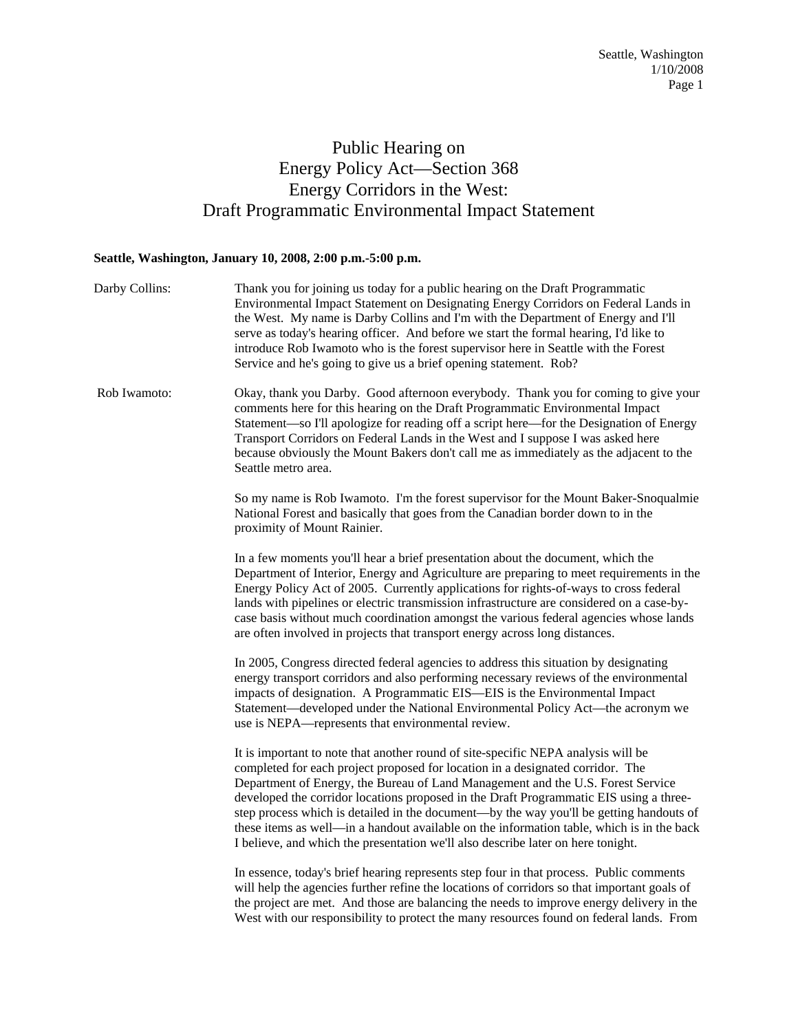# Public Hearing on Energy Policy Act—Section 368 Energy Corridors in the West: Draft Programmatic Environmental Impact Statement

**Seattle, Washington, January 10, 2008, 2:00 p.m.-5:00 p.m.**

Darby Collins: Thank you for joining us today for a public hearing on the Draft Programmatic Environmental Impact Statement on Designating Energy Corridors on Federal Lands in the West. My name is Darby Collins and I'm with the Department of Energy and I'll serve as today's hearing officer. And before we start the formal hearing, I'd like to introduce Rob Iwamoto who is the forest supervisor here in Seattle with the Forest Service and he's going to give us a brief opening statement. Rob?

Rob Iwamoto: Okay, thank you Darby. Good afternoon everybody. Thank you for coming to give your comments here for this hearing on the Draft Programmatic Environmental Impact Statement—so I'll apologize for reading off a script here—for the Designation of Energy Transport Corridors on Federal Lands in the West and I suppose I was asked here because obviously the Mount Bakers don't call me as immediately as the adjacent to the Seattle metro area.

So my name is Rob Iwamoto. I'm the forest supervisor for the Mount Baker-Snoqualmie National Forest and basically that goes from the Canadian border down to in the proximity of Mount Rainier.

In a few moments you'll hear a brief presentation about the document, which the Department of Interior, Energy and Agriculture are preparing to meet requirements in the Energy Policy Act of 2005. Currently applications for rights-of-ways to cross federal lands with pipelines or electric transmission infrastructure are considered on a case-by-case basis without much coordination amongst the various federal agencies whose lands are often involved in projects that transport energy across long distances.

In 2005, Congress directed federal agencies to address this situation by designating energy transport corridors and also performing necessary reviews of the environmental impacts of designation. A Programmatic EIS—EIS is the Environmental Impact Statement—developed under the National Environmental Policy Act—the acronym we use is NEPA—represents that environmental review.

It is important to note that another round of site-specific NEPA analysis will be completed for each project proposed for location in a designated corridor. The Department of Energy, the Bureau of Land Management and the U.S. Forest Service developed the corridor locations proposed in the Draft Programmatic EIS using a three-step process which is detailed in the document—by the way you'll be getting handouts of these items as well—in a handout available on the information table, which is in the back I believe, and which the presentation we'll also describe later on here tonight.

In essence, today's brief hearing represents step four in that process. Public comments will help the agencies further refine the locations of corridors so that important goals of the project are met. And those are balancing the needs to improve energy delivery in the West with our responsibility to protect the many resources found on federal lands. From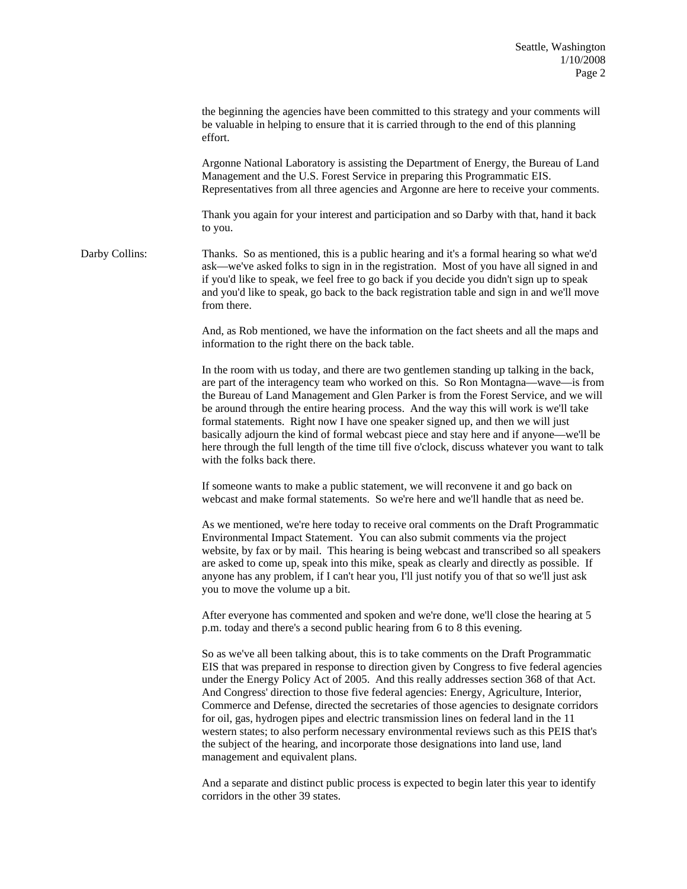the beginning the agencies have been committed to this strategy and your comments will be valuable in helping to ensure that it is carried through to the end of this planning effort.

Argonne National Laboratory is assisting the Department of Energy, the Bureau of Land Management and the U.S. Forest Service in preparing this Programmatic EIS. Representatives from all three agencies and Argonne are here to receive your comments.

Thank you again for your interest and participation and so Darby with that, hand it back to you.

Darby Collins: Thanks. So as mentioned, this is a public hearing and it's a formal hearing so what we'd ask—we've asked folks to sign in in the registration. Most of you have all signed in and if you'd like to speak, we feel free to go back if you decide you didn't sign up to speak and you'd like to speak, go back to the back registration table and sign in and we'll move from there.

And, as Rob mentioned, we have the information on the fact sheets and all the maps and information to the right there on the back table.

In the room with us today, and there are two gentlemen standing up talking in the back, are part of the interagency team who worked on this. So Ron Montagna—wave—is from the Bureau of Land Management and Glen Parker is from the Forest Service, and we will be around through the entire hearing process. And the way this will work is we'll take formal statements. Right now I have one speaker signed up, and then we will just basically adjourn the kind of formal webcast piece and stay here and if anyone—we'll be here through the full length of the time till five o'clock, discuss whatever you want to talk with the folks back there.

If someone wants to make a public statement, we will reconvene it and go back on webcast and make formal statements. So we're here and we'll handle that as need be.

As we mentioned, we're here today to receive oral comments on the Draft Programmatic Environmental Impact Statement. You can also submit comments via the project website, by fax or by mail. This hearing is being webcast and transcribed so all speakers are asked to come up, speak into this mike, speak as clearly and directly as possible. If anyone has any problem, if I can't hear you, I'll just notify you of that so we'll just ask you to move the volume up a bit.

After everyone has commented and spoken and we're done, we'll close the hearing at 5 p.m. today and there's a second public hearing from 6 to 8 this evening.

So as we've all been talking about, this is to take comments on the Draft Programmatic EIS that was prepared in response to direction given by Congress to five federal agencies under the Energy Policy Act of 2005. And this really addresses section 368 of that Act. And Congress' direction to those five federal agencies: Energy, Agriculture, Interior, Commerce and Defense, directed the secretaries of those agencies to designate corridors for oil, gas, hydrogen pipes and electric transmission lines on federal land in the 11 western states; to also perform necessary environmental reviews such as this PEIS that's the subject of the hearing, and incorporate those designations into land use, land management and equivalent plans.

And a separate and distinct public process is expected to begin later this year to identify corridors in the other 39 states.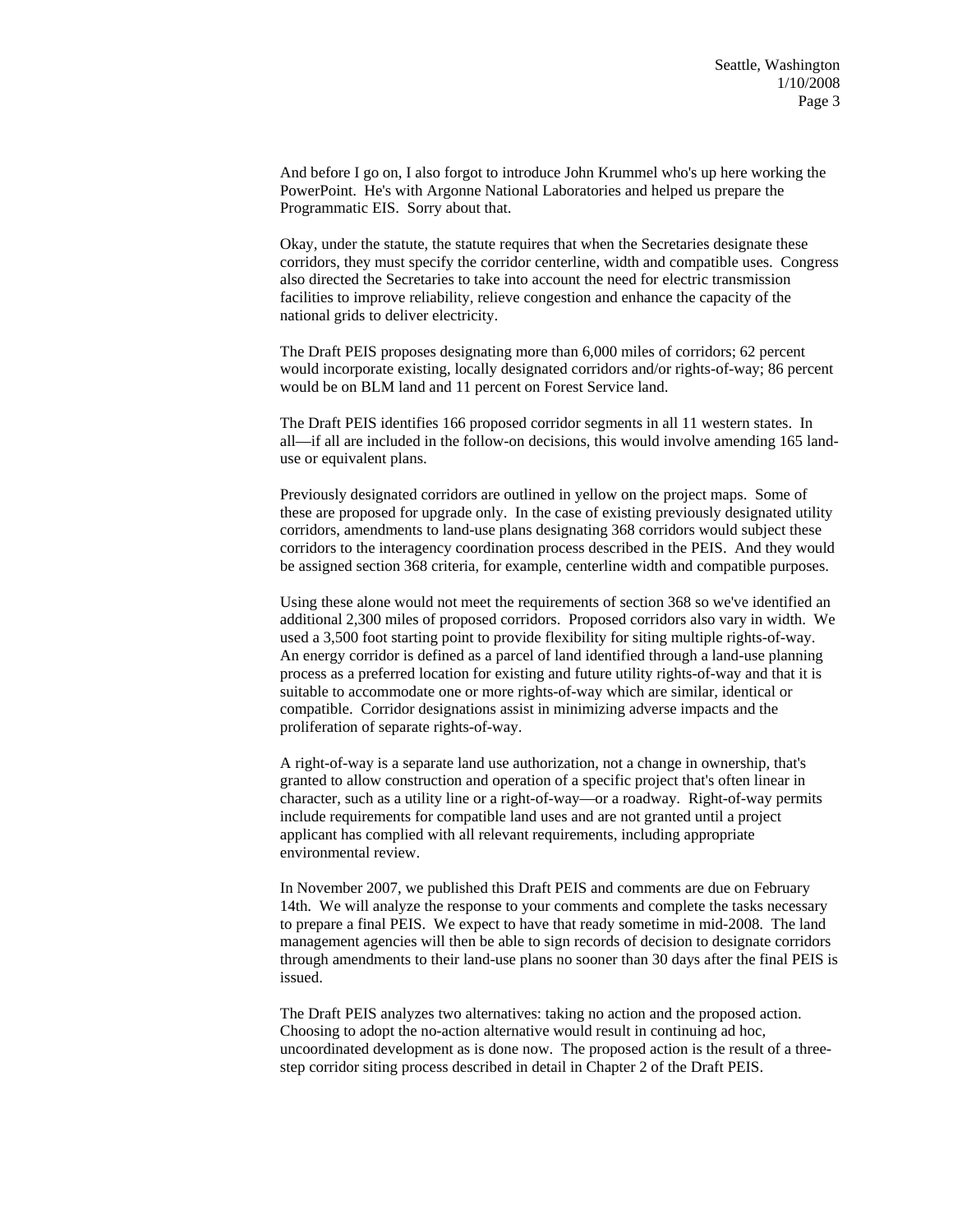And before I go on, I also forgot to introduce John Krummel who's up here working the PowerPoint. He's with Argonne National Laboratories and helped us prepare the Programmatic EIS. Sorry about that.

Okay, under the statute, the statute requires that when the Secretaries designate these corridors, they must specify the corridor centerline, width and compatible uses. Congress also directed the Secretaries to take into account the need for electric transmission facilities to improve reliability, relieve congestion and enhance the capacity of the national grids to deliver electricity.

The Draft PEIS proposes designating more than 6,000 miles of corridors; 62 percent would incorporate existing, locally designated corridors and/or rights-of-way; 86 percent would be on BLM land and 11 percent on Forest Service land.

The Draft PEIS identifies 166 proposed corridor segments in all 11 western states. In all—if all are included in the follow-on decisions, this would involve amending 165 land-use or equivalent plans.

Previously designated corridors are outlined in yellow on the project maps. Some of these are proposed for upgrade only. In the case of existing previously designated utility corridors, amendments to land-use plans designating 368 corridors would subject these corridors to the interagency coordination process described in the PEIS. And they would be assigned section 368 criteria, for example, centerline width and compatible purposes.

Using these alone would not meet the requirements of section 368 so we've identified an additional 2,300 miles of proposed corridors. Proposed corridors also vary in width. We used a 3,500 foot starting point to provide flexibility for siting multiple rights-of-way. An energy corridor is defined as a parcel of land identified through a land-use planning process as a preferred location for existing and future utility rights-of-way and that it is suitable to accommodate one or more rights-of-way which are similar, identical or compatible. Corridor designations assist in minimizing adverse impacts and the proliferation of separate rights-of-way.

A right-of-way is a separate land use authorization, not a change in ownership, that's granted to allow construction and operation of a specific project that's often linear in character, such as a utility line or a right-of-way—or a roadway. Right-of-way permits include requirements for compatible land uses and are not granted until a project applicant has complied with all relevant requirements, including appropriate environmental review.

In November 2007, we published this Draft PEIS and comments are due on February 14th. We will analyze the response to your comments and complete the tasks necessary to prepare a final PEIS. We expect to have that ready sometime in mid-2008. The land management agencies will then be able to sign records of decision to designate corridors through amendments to their land-use plans no sooner than 30 days after the final PEIS is issued.

The Draft PEIS analyzes two alternatives: taking no action and the proposed action. Choosing to adopt the no-action alternative would result in continuing ad hoc, uncoordinated development as is done now. The proposed action is the result of a three-step corridor siting process described in detail in Chapter 2 of the Draft PEIS.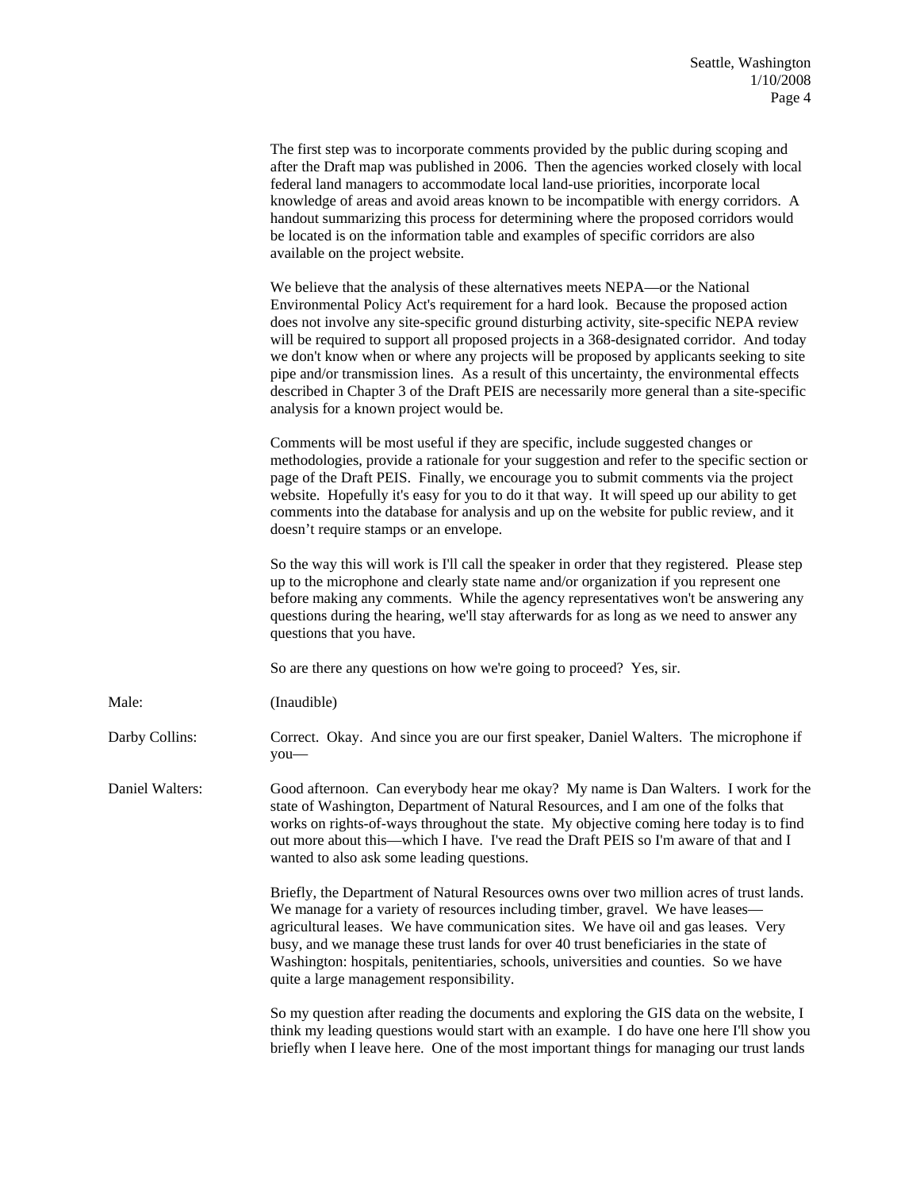The first step was to incorporate comments provided by the public during scoping and after the Draft map was published in 2006. Then the agencies worked closely with local federal land managers to accommodate local land-use priorities, incorporate local knowledge of areas and avoid areas known to be incompatible with energy corridors. A handout summarizing this process for determining where the proposed corridors would be located is on the information table and examples of specific corridors are also available on the project website.

We believe that the analysis of these alternatives meets NEPA—or the National Environmental Policy Act's requirement for a hard look. Because the proposed action does not involve any site-specific ground disturbing activity, site-specific NEPA review will be required to support all proposed projects in a 368-designated corridor. And today we don't know when or where any projects will be proposed by applicants seeking to site pipe and/or transmission lines. As a result of this uncertainty, the environmental effects described in Chapter 3 of the Draft PEIS are necessarily more general than a site-specific analysis for a known project would be.

Comments will be most useful if they are specific, include suggested changes or methodologies, provide a rationale for your suggestion and refer to the specific section or page of the Draft PEIS. Finally, we encourage you to submit comments via the project website. Hopefully it's easy for you to do it that way. It will speed up our ability to get comments into the database for analysis and up on the website for public review, and it doesn’t require stamps or an envelope.

So the way this will work is I'll call the speaker in order that they registered. Please step up to the microphone and clearly state name and/or organization if you represent one before making any comments. While the agency representatives won't be answering any questions during the hearing, we'll stay afterwards for as long as we need to answer any questions that you have.

So are there any questions on how we're going to proceed? Yes, sir.

Male: (Inaudible)

Darby Collins: Correct. Okay. And since you are our first speaker, Daniel Walters. The microphone if you—

Daniel Walters: Good afternoon. Can everybody hear me okay? My name is Dan Walters. I work for the state of Washington, Department of Natural Resources, and I am one of the folks that works on rights-of-ways throughout the state. My objective coming here today is to find out more about this—which I have. I've read the Draft PEIS so I'm aware of that and I wanted to also ask some leading questions.

Briefly, the Department of Natural Resources owns over two million acres of trust lands. We manage for a variety of resources including timber, gravel. We have leases—agricultural leases. We have communication sites. We have oil and gas leases. Very busy, and we manage these trust lands for over 40 trust beneficiaries in the state of Washington: hospitals, penitentiaries, schools, universities and counties. So we have quite a large management responsibility.

So my question after reading the documents and exploring the GIS data on the website, I think my leading questions would start with an example. I do have one here I'll show you briefly when I leave here. One of the most important things for managing our trust lands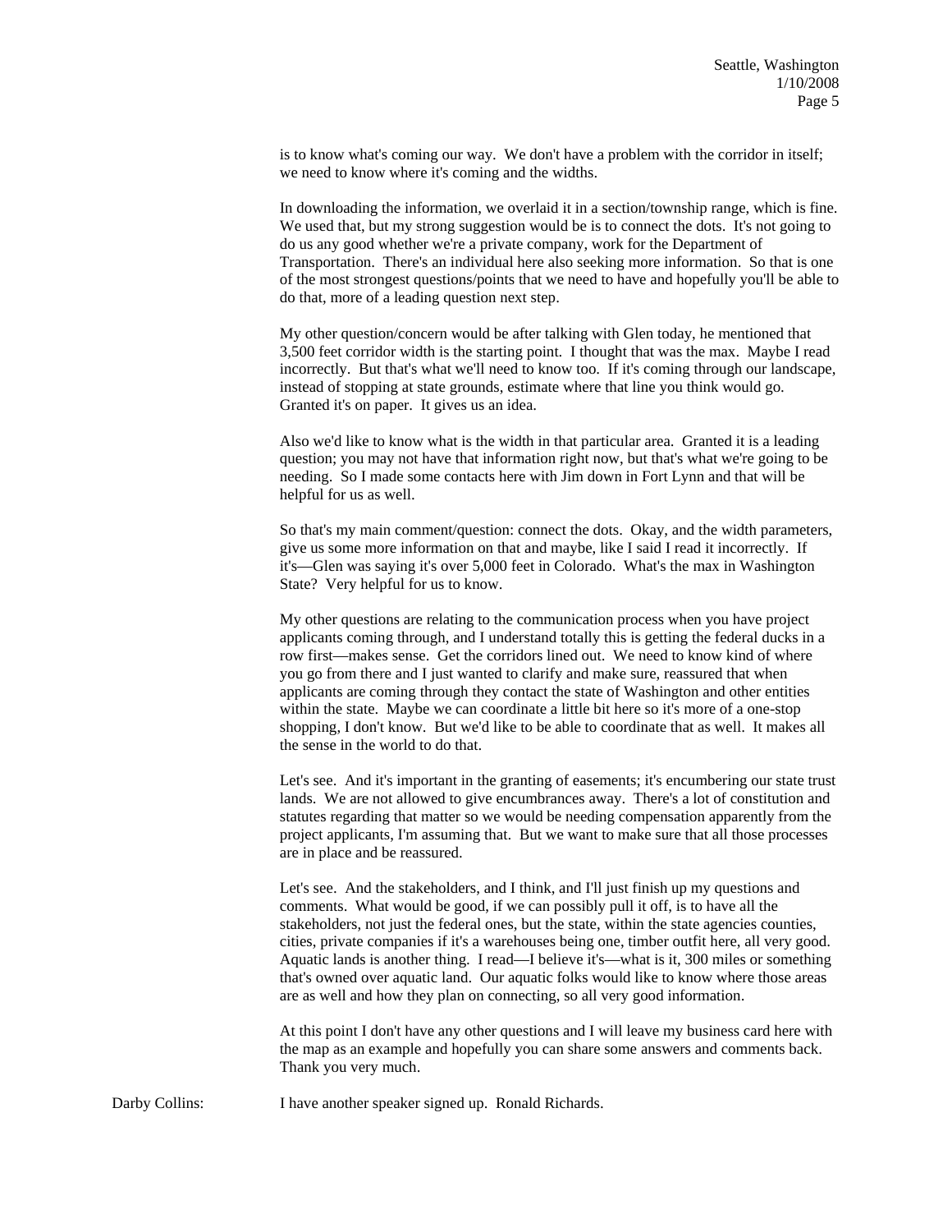is to know what's coming our way. We don't have a problem with the corridor in itself; we need to know where it's coming and the widths.

In downloading the information, we overlaid it in a section/township range, which is fine. We used that, but my strong suggestion would be is to connect the dots. It's not going to do us any good whether we're a private company, work for the Department of Transportation. There's an individual here also seeking more information. So that is one of the most strongest questions/points that we need to have and hopefully you'll be able to do that, more of a leading question next step.

My other question/concern would be after talking with Glen today, he mentioned that 3,500 feet corridor width is the starting point. I thought that was the max. Maybe I read incorrectly. But that's what we'll need to know too. If it's coming through our landscape, instead of stopping at state grounds, estimate where that line you think would go. Granted it's on paper. It gives us an idea.

Also we'd like to know what is the width in that particular area. Granted it is a leading question; you may not have that information right now, but that's what we're going to be needing. So I made some contacts here with Jim down in Fort Lynn and that will be helpful for us as well.

So that's my main comment/question: connect the dots. Okay, and the width parameters, give us some more information on that and maybe, like I said I read it incorrectly. If it's—Glen was saying it's over 5,000 feet in Colorado. What's the max in Washington State? Very helpful for us to know.

My other questions are relating to the communication process when you have project applicants coming through, and I understand totally this is getting the federal ducks in a row first—makes sense. Get the corridors lined out. We need to know kind of where you go from there and I just wanted to clarify and make sure, reassured that when applicants are coming through they contact the state of Washington and other entities within the state. Maybe we can coordinate a little bit here so it's more of a one-stop shopping, I don't know. But we'd like to be able to coordinate that as well. It makes all the sense in the world to do that.

Let's see. And it's important in the granting of easements; it's encumbering our state trust lands. We are not allowed to give encumbrances away. There's a lot of constitution and statutes regarding that matter so we would be needing compensation apparently from the project applicants, I'm assuming that. But we want to make sure that all those processes are in place and be reassured.

Let's see. And the stakeholders, and I think, and I'll just finish up my questions and comments. What would be good, if we can possibly pull it off, is to have all the stakeholders, not just the federal ones, but the state, within the state agencies counties, cities, private companies if it's a warehouses being one, timber outfit here, all very good. Aquatic lands is another thing. I read—I believe it's—what is it, 300 miles or something that's owned over aquatic land. Our aquatic folks would like to know where those areas are as well and how they plan on connecting, so all very good information.

At this point I don't have any other questions and I will leave my business card here with the map as an example and hopefully you can share some answers and comments back. Thank you very much.

Darby Collins: I have another speaker signed up. Ronald Richards.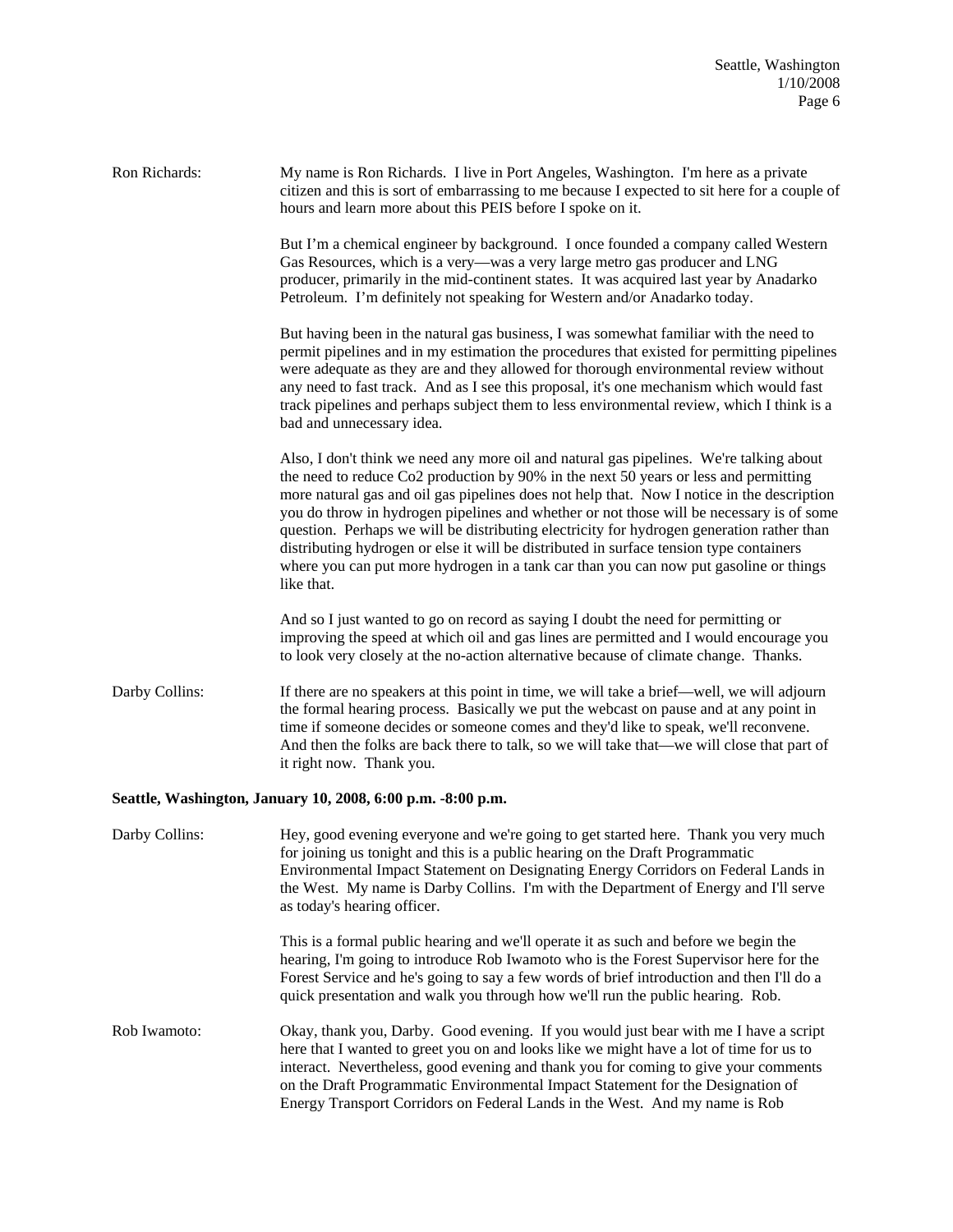Ron Richards: My name is Ron Richards. I live in Port Angeles, Washington. I'm here as a private citizen and this is sort of embarrassing to me because I expected to sit here for a couple of hours and learn more about this PEIS before I spoke on it.

But I'm a chemical engineer by background. I once founded a company called Western Gas Resources, which is a very—was a very large metro gas producer and LNG producer, primarily in the mid-continent states. It was acquired last year by Anadarko Petroleum. I'm definitely not speaking for Western and/or Anadarko today.

But having been in the natural gas business, I was somewhat familiar with the need to permit pipelines and in my estimation the procedures that existed for permitting pipelines were adequate as they are and they allowed for thorough environmental review without any need to fast track. And as I see this proposal, it's one mechanism which would fast track pipelines and perhaps subject them to less environmental review, which I think is a bad and unnecessary idea.

Also, I don't think we need any more oil and natural gas pipelines. We're talking about the need to reduce Co2 production by 90% in the next 50 years or less and permitting more natural gas and oil gas pipelines does not help that. Now I notice in the description you do throw in hydrogen pipelines and whether or not those will be necessary is of some question. Perhaps we will be distributing electricity for hydrogen generation rather than distributing hydrogen or else it will be distributed in surface tension type containers where you can put more hydrogen in a tank car than you can now put gasoline or things like that.

And so I just wanted to go on record as saying I doubt the need for permitting or improving the speed at which oil and gas lines are permitted and I would encourage you to look very closely at the no-action alternative because of climate change. Thanks.

Darby Collins: If there are no speakers at this point in time, we will take a brief—well, we will adjourn the formal hearing process. Basically we put the webcast on pause and at any point in time if someone decides or someone comes and they'd like to speak, we'll reconvene. And then the folks are back there to talk, so we will take that—we will close that part of it right now. Thank you.

**Seattle, Washington, January 10, 2008, 6:00 p.m. -8:00 p.m.**

Darby Collins: Hey, good evening everyone and we're going to get started here. Thank you very much for joining us tonight and this is a public hearing on the Draft Programmatic Environmental Impact Statement on Designating Energy Corridors on Federal Lands in the West. My name is Darby Collins. I'm with the Department of Energy and I'll serve as today's hearing officer.

This is a formal public hearing and we'll operate it as such and before we begin the hearing, I'm going to introduce Rob Iwamoto who is the Forest Supervisor here for the Forest Service and he's going to say a few words of brief introduction and then I'll do a quick presentation and walk you through how we'll run the public hearing. Rob.

Rob Iwamoto: Okay, thank you, Darby. Good evening. If you would just bear with me I have a script here that I wanted to greet you on and looks like we might have a lot of time for us to interact. Nevertheless, good evening and thank you for coming to give your comments on the Draft Programmatic Environmental Impact Statement for the Designation of Energy Transport Corridors on Federal Lands in the West. And my name is Rob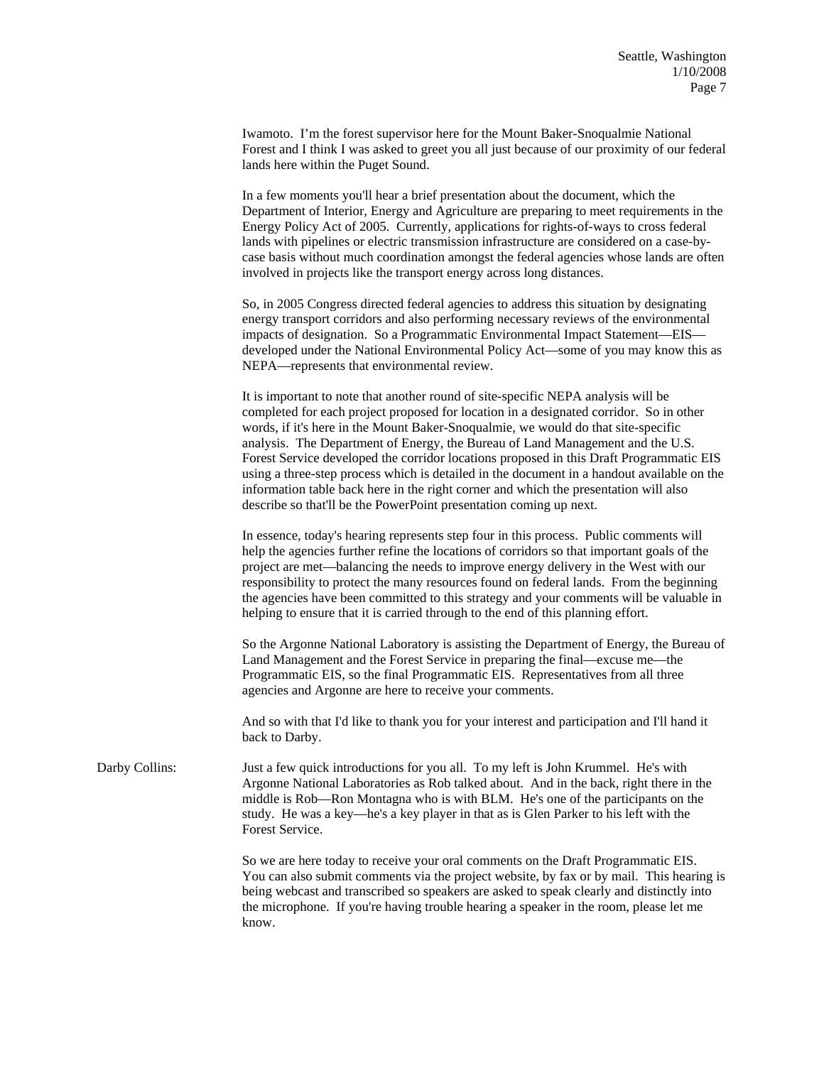Iwamoto. I'm the forest supervisor here for the Mount Baker-Snoqualmie National Forest and I think I was asked to greet you all just because of our proximity of our federal lands here within the Puget Sound.

In a few moments you'll hear a brief presentation about the document, which the Department of Interior, Energy and Agriculture are preparing to meet requirements in the Energy Policy Act of 2005. Currently, applications for rights-of-ways to cross federal lands with pipelines or electric transmission infrastructure are considered on a case-by-case basis without much coordination amongst the federal agencies whose lands are often involved in projects like the transport energy across long distances.

So, in 2005 Congress directed federal agencies to address this situation by designating energy transport corridors and also performing necessary reviews of the environmental impacts of designation. So a Programmatic Environmental Impact Statement—EIS—developed under the National Environmental Policy Act—some of you may know this as NEPA—represents that environmental review.

It is important to note that another round of site-specific NEPA analysis will be completed for each project proposed for location in a designated corridor. So in other words, if it's here in the Mount Baker-Snoqualmie, we would do that site-specific analysis. The Department of Energy, the Bureau of Land Management and the U.S. Forest Service developed the corridor locations proposed in this Draft Programmatic EIS using a three-step process which is detailed in the document in a handout available on the information table back here in the right corner and which the presentation will also describe so that'll be the PowerPoint presentation coming up next.

In essence, today's hearing represents step four in this process. Public comments will help the agencies further refine the locations of corridors so that important goals of the project are met—balancing the needs to improve energy delivery in the West with our responsibility to protect the many resources found on federal lands. From the beginning the agencies have been committed to this strategy and your comments will be valuable in helping to ensure that it is carried through to the end of this planning effort.

So the Argonne National Laboratory is assisting the Department of Energy, the Bureau of Land Management and the Forest Service in preparing the final—excuse me—the Programmatic EIS, so the final Programmatic EIS. Representatives from all three agencies and Argonne are here to receive your comments.

And so with that I'd like to thank you for your interest and participation and I'll hand it back to Darby.

Darby Collins: Just a few quick introductions for you all. To my left is John Krummel. He's with Argonne National Laboratories as Rob talked about. And in the back, right there in the middle is Rob—Ron Montagna who is with BLM. He's one of the participants on the study. He was a key—he's a key player in that as is Glen Parker to his left with the Forest Service.

So we are here today to receive your oral comments on the Draft Programmatic EIS. You can also submit comments via the project website, by fax or by mail. This hearing is being webcast and transcribed so speakers are asked to speak clearly and distinctly into the microphone. If you're having trouble hearing a speaker in the room, please let me know.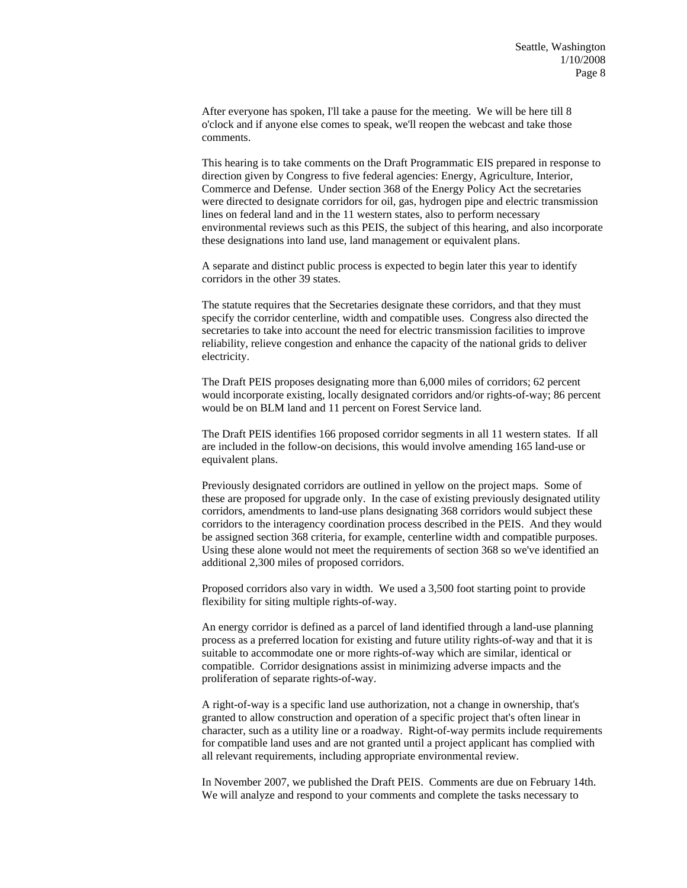After everyone has spoken, I'll take a pause for the meeting. We will be here till 8 o'clock and if anyone else comes to speak, we'll reopen the webcast and take those comments.

This hearing is to take comments on the Draft Programmatic EIS prepared in response to direction given by Congress to five federal agencies: Energy, Agriculture, Interior, Commerce and Defense. Under section 368 of the Energy Policy Act the secretaries were directed to designate corridors for oil, gas, hydrogen pipe and electric transmission lines on federal land and in the 11 western states, also to perform necessary environmental reviews such as this PEIS, the subject of this hearing, and also incorporate these designations into land use, land management or equivalent plans.

A separate and distinct public process is expected to begin later this year to identify corridors in the other 39 states.

The statute requires that the Secretaries designate these corridors, and that they must specify the corridor centerline, width and compatible uses. Congress also directed the secretaries to take into account the need for electric transmission facilities to improve reliability, relieve congestion and enhance the capacity of the national grids to deliver electricity.

The Draft PEIS proposes designating more than 6,000 miles of corridors; 62 percent would incorporate existing, locally designated corridors and/or rights-of-way; 86 percent would be on BLM land and 11 percent on Forest Service land.

The Draft PEIS identifies 166 proposed corridor segments in all 11 western states. If all are included in the follow-on decisions, this would involve amending 165 land-use or equivalent plans.

Previously designated corridors are outlined in yellow on the project maps. Some of these are proposed for upgrade only. In the case of existing previously designated utility corridors, amendments to land-use plans designating 368 corridors would subject these corridors to the interagency coordination process described in the PEIS. And they would be assigned section 368 criteria, for example, centerline width and compatible purposes. Using these alone would not meet the requirements of section 368 so we've identified an additional 2,300 miles of proposed corridors.

Proposed corridors also vary in width. We used a 3,500 foot starting point to provide flexibility for siting multiple rights-of-way.

An energy corridor is defined as a parcel of land identified through a land-use planning process as a preferred location for existing and future utility rights-of-way and that it is suitable to accommodate one or more rights-of-way which are similar, identical or compatible. Corridor designations assist in minimizing adverse impacts and the proliferation of separate rights-of-way.

A right-of-way is a specific land use authorization, not a change in ownership, that's granted to allow construction and operation of a specific project that's often linear in character, such as a utility line or a roadway. Right-of-way permits include requirements for compatible land uses and are not granted until a project applicant has complied with all relevant requirements, including appropriate environmental review.

In November 2007, we published the Draft PEIS. Comments are due on February 14th. We will analyze and respond to your comments and complete the tasks necessary to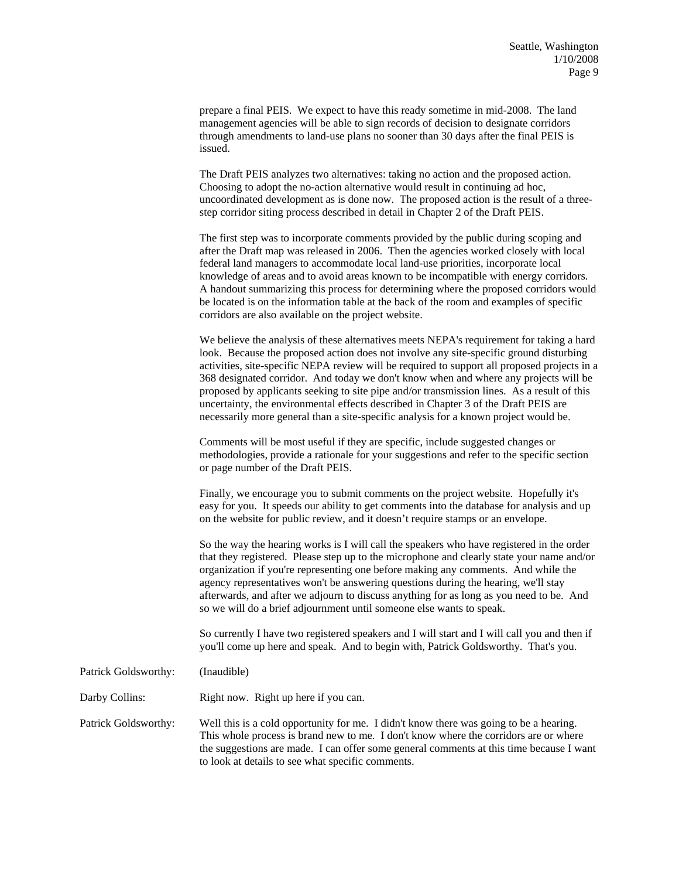prepare a final PEIS. We expect to have this ready sometime in mid-2008. The land management agencies will be able to sign records of decision to designate corridors through amendments to land-use plans no sooner than 30 days after the final PEIS is issued.

The Draft PEIS analyzes two alternatives: taking no action and the proposed action. Choosing to adopt the no-action alternative would result in continuing ad hoc, uncoordinated development as is done now. The proposed action is the result of a three-step corridor siting process described in detail in Chapter 2 of the Draft PEIS.

The first step was to incorporate comments provided by the public during scoping and after the Draft map was released in 2006. Then the agencies worked closely with local federal land managers to accommodate local land-use priorities, incorporate local knowledge of areas and to avoid areas known to be incompatible with energy corridors. A handout summarizing this process for determining where the proposed corridors would be located is on the information table at the back of the room and examples of specific corridors are also available on the project website.

We believe the analysis of these alternatives meets NEPA's requirement for taking a hard look. Because the proposed action does not involve any site-specific ground disturbing activities, site-specific NEPA review will be required to support all proposed projects in a 368 designated corridor. And today we don't know when and where any projects will be proposed by applicants seeking to site pipe and/or transmission lines. As a result of this uncertainty, the environmental effects described in Chapter 3 of the Draft PEIS are necessarily more general than a site-specific analysis for a known project would be.

Comments will be most useful if they are specific, include suggested changes or methodologies, provide a rationale for your suggestions and refer to the specific section or page number of the Draft PEIS.

Finally, we encourage you to submit comments on the project website. Hopefully it's easy for you. It speeds our ability to get comments into the database for analysis and up on the website for public review, and it doesn't require stamps or an envelope.

So the way the hearing works is I will call the speakers who have registered in the order that they registered. Please step up to the microphone and clearly state your name and/or organization if you're representing one before making any comments. And while the agency representatives won't be answering questions during the hearing, we'll stay afterwards, and after we adjourn to discuss anything for as long as you need to be. And so we will do a brief adjournment until someone else wants to speak.

So currently I have two registered speakers and I will start and I will call you and then if you'll come up here and speak. And to begin with, Patrick Goldsworthy. That's you.

Patrick Goldsworthy: (Inaudible)

Darby Collins: Right now. Right up here if you can.

Patrick Goldsworthy: Well this is a cold opportunity for me. I didn't know there was going to be a hearing. This whole process is brand new to me. I don't know where the corridors are or where the suggestions are made. I can offer some general comments at this time because I want to look at details to see what specific comments.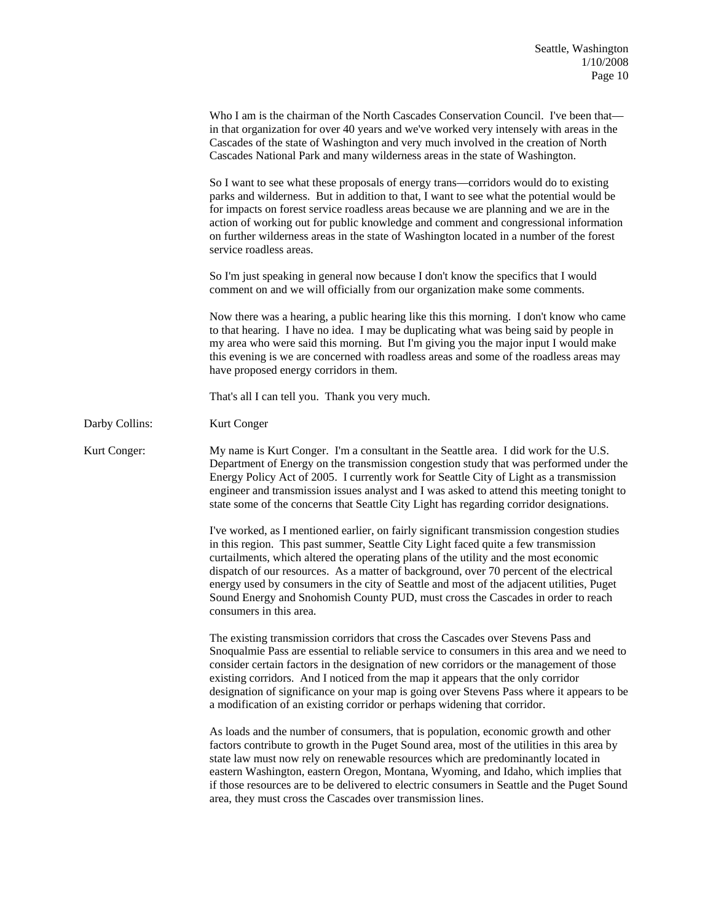Who I am is the chairman of the North Cascades Conservation Council. I've been that—in that organization for over 40 years and we've worked very intensely with areas in the Cascades of the state of Washington and very much involved in the creation of North Cascades National Park and many wilderness areas in the state of Washington.

So I want to see what these proposals of energy trans—corridors would do to existing parks and wilderness. But in addition to that, I want to see what the potential would be for impacts on forest service roadless areas because we are planning and we are in the action of working out for public knowledge and comment and congressional information on further wilderness areas in the state of Washington located in a number of the forest service roadless areas.

So I'm just speaking in general now because I don't know the specifics that I would comment on and we will officially from our organization make some comments.

Now there was a hearing, a public hearing like this this morning. I don't know who came to that hearing. I have no idea. I may be duplicating what was being said by people in my area who were said this morning. But I'm giving you the major input I would make this evening is we are concerned with roadless areas and some of the roadless areas may have proposed energy corridors in them.

That's all I can tell you. Thank you very much.

Darby Collins: Kurt Conger

Kurt Conger: My name is Kurt Conger. I'm a consultant in the Seattle area. I did work for the U.S. Department of Energy on the transmission congestion study that was performed under the Energy Policy Act of 2005. I currently work for Seattle City of Light as a transmission engineer and transmission issues analyst and I was asked to attend this meeting tonight to state some of the concerns that Seattle City Light has regarding corridor designations.

I've worked, as I mentioned earlier, on fairly significant transmission congestion studies in this region. This past summer, Seattle City Light faced quite a few transmission curtailments, which altered the operating plans of the utility and the most economic dispatch of our resources. As a matter of background, over 70 percent of the electrical energy used by consumers in the city of Seattle and most of the adjacent utilities, Puget Sound Energy and Snohomish County PUD, must cross the Cascades in order to reach consumers in this area.

The existing transmission corridors that cross the Cascades over Stevens Pass and Snoqualmie Pass are essential to reliable service to consumers in this area and we need to consider certain factors in the designation of new corridors or the management of those existing corridors. And I noticed from the map it appears that the only corridor designation of significance on your map is going over Stevens Pass where it appears to be a modification of an existing corridor or perhaps widening that corridor.

As loads and the number of consumers, that is population, economic growth and other factors contribute to growth in the Puget Sound area, most of the utilities in this area by state law must now rely on renewable resources which are predominantly located in eastern Washington, eastern Oregon, Montana, Wyoming, and Idaho, which implies that if those resources are to be delivered to electric consumers in Seattle and the Puget Sound area, they must cross the Cascades over transmission lines.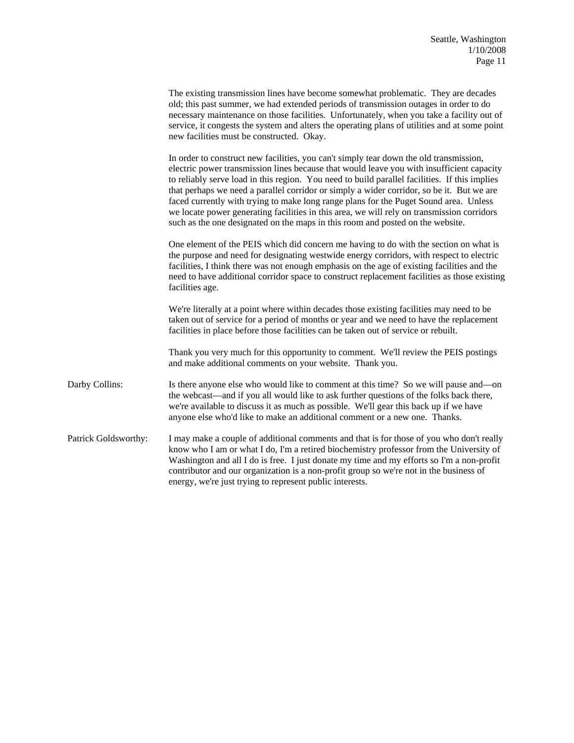The existing transmission lines have become somewhat problematic. They are decades old; this past summer, we had extended periods of transmission outages in order to do necessary maintenance on those facilities. Unfortunately, when you take a facility out of service, it congests the system and alters the operating plans of utilities and at some point new facilities must be constructed. Okay.

In order to construct new facilities, you can't simply tear down the old transmission, electric power transmission lines because that would leave you with insufficient capacity to reliably serve load in this region. You need to build parallel facilities. If this implies that perhaps we need a parallel corridor or simply a wider corridor, so be it. But we are faced currently with trying to make long range plans for the Puget Sound area. Unless we locate power generating facilities in this area, we will rely on transmission corridors such as the one designated on the maps in this room and posted on the website.

One element of the PEIS which did concern me having to do with the section on what is the purpose and need for designating westwide energy corridors, with respect to electric facilities, I think there was not enough emphasis on the age of existing facilities and the need to have additional corridor space to construct replacement facilities as those existing facilities age.

We're literally at a point where within decades those existing facilities may need to be taken out of service for a period of months or year and we need to have the replacement facilities in place before those facilities can be taken out of service or rebuilt.

Thank you very much for this opportunity to comment. We'll review the PEIS postings and make additional comments on your website. Thank you.

Darby Collins: Is there anyone else who would like to comment at this time? So we will pause and—on the webcast—and if you all would like to ask further questions of the folks back there, we're available to discuss it as much as possible. We'll gear this back up if we have anyone else who'd like to make an additional comment or a new one. Thanks.

Patrick Goldsworthy: I may make a couple of additional comments and that is for those of you who don't really know who I am or what I do, I'm a retired biochemistry professor from the University of Washington and all I do is free. I just donate my time and my efforts so I'm a non-profit contributor and our organization is a non-profit group so we're not in the business of energy, we're just trying to represent public interests.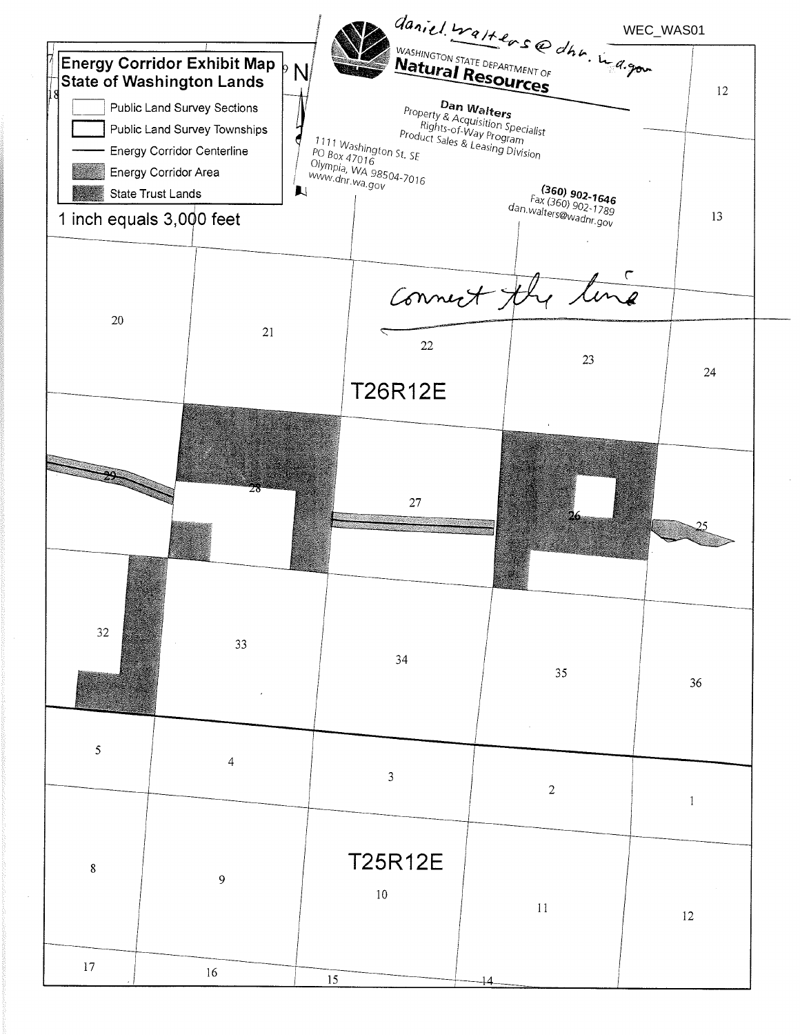WEC_WAS01

daniel.walters@dnr.wa.gov

WASHINGTON STATE DEPARTMENT OF
**Natural Resources**

**Dan Walters**
Property & Acquisition Specialist
Rights-of-Way Program
Product Sales & Leasing Division

1111 Washington St. SE
PO Box 47016
Olympia, WA 98504-7016
www.dnr.wa.gov

**(360) 902-1646**
Fax (360) 902-1789
dan.walters@wadnr.gov

**Energy Corridor Exhibit Map**
**State of Washington Lands**

- Public Land Survey Sections
- Public Land Survey Townships
- Energy Corridor Centerline
- Energy Corridor Area
- State Trust Lands

1 inch equals 3,000 feet

N

connect the line

T26R12E

T25R12E

12
13
20
21
22
23
24
29
28
27
26
25
32
33
34
35
36
5
4
3
2
1
8
9
10
11
12
17
16
15
14